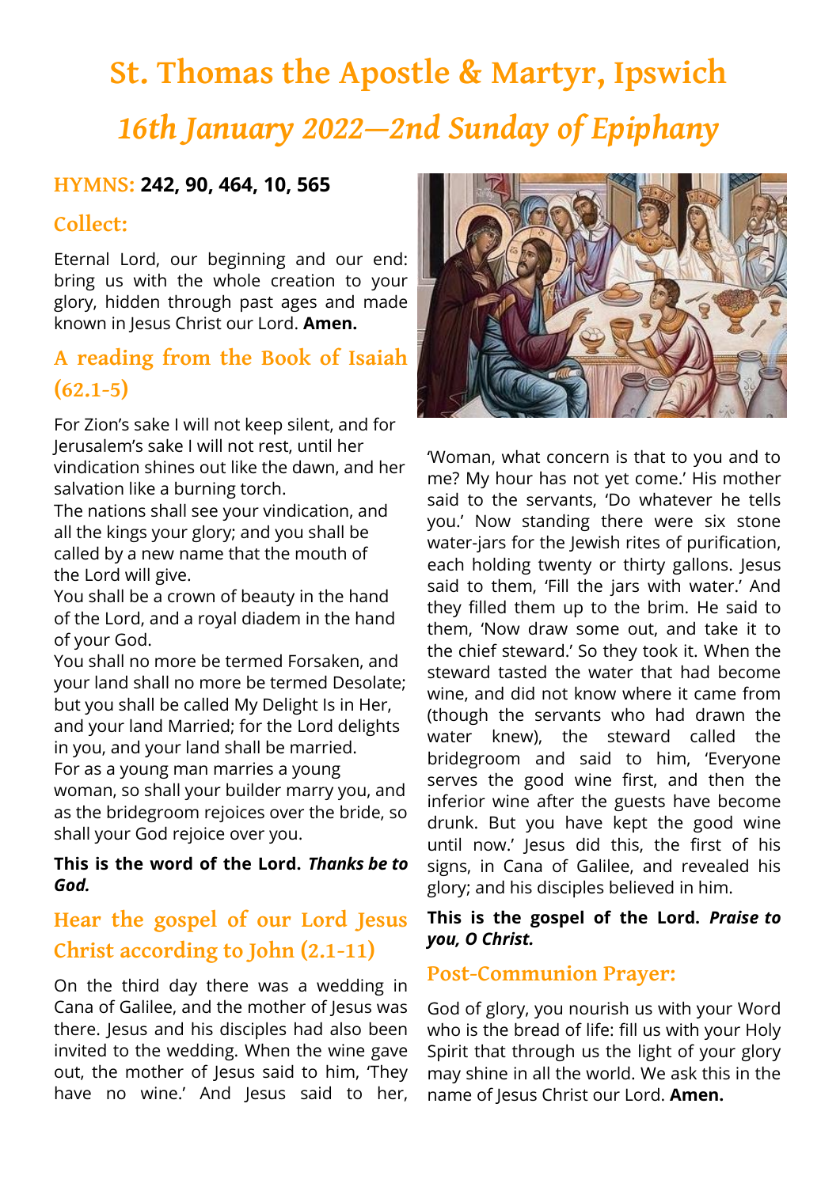# St. Thomas the Apostle & Martyr, Ipswich

## *16th January 2022—2nd Sunday of Epiphany*

### HYMNS: **242, 90, 464, 10, 565**

### Collect:

Eternal Lord, our beginning and our end: bring us with the whole creation to your glory, hidden through past ages and made known in Jesus Christ our Lord. **Amen.**

### A reading from the Book of Isaiah (62.1-5)

For Zion's sake I will not keep silent, and for Jerusalem's sake I will not rest, until her vindication shines out like the dawn, and her salvation like a burning torch.
The nations shall see your vindication, and all the kings your glory; and you shall be called by a new name that the mouth of the Lord will give.
You shall be a crown of beauty in the hand of the Lord, and a royal diadem in the hand of your God.
You shall no more be termed Forsaken, and your land shall no more be termed Desolate; but you shall be called My Delight Is in Her, and your land Married; for the Lord delights in you, and your land shall be married.
For as a young man marries a young woman, so shall your builder marry you, and as the bridegroom rejoices over the bride, so shall your God rejoice over you.

**This is the word of the Lord. *Thanks be to God.***

### Hear the gospel of our Lord Jesus Christ according to John (2.1-11)

On the third day there was a wedding in Cana of Galilee, and the mother of Jesus was there. Jesus and his disciples had also been invited to the wedding. When the wine gave out, the mother of Jesus said to him, 'They have no wine.' And Jesus said to her, 'Woman, what concern is that to you and to me? My hour has not yet come.' His mother said to the servants, 'Do whatever he tells you.' Now standing there were six stone water-jars for the Jewish rites of purification, each holding twenty or thirty gallons. Jesus said to them, 'Fill the jars with water.' And they filled them up to the brim. He said to them, 'Now draw some out, and take it to the chief steward.' So they took it. When the steward tasted the water that had become wine, and did not know where it came from (though the servants who had drawn the water knew), the steward called the bridegroom and said to him, 'Everyone serves the good wine first, and then the inferior wine after the guests have become drunk. But you have kept the good wine until now.' Jesus did this, the first of his signs, in Cana of Galilee, and revealed his glory; and his disciples believed in him.

**This is the gospel of the Lord. *Praise to you, O Christ.***

### Post-Communion Prayer:

God of glory, you nourish us with your Word who is the bread of life: fill us with your Holy Spirit that through us the light of your glory may shine in all the world. We ask this in the name of Jesus Christ our Lord. **Amen.**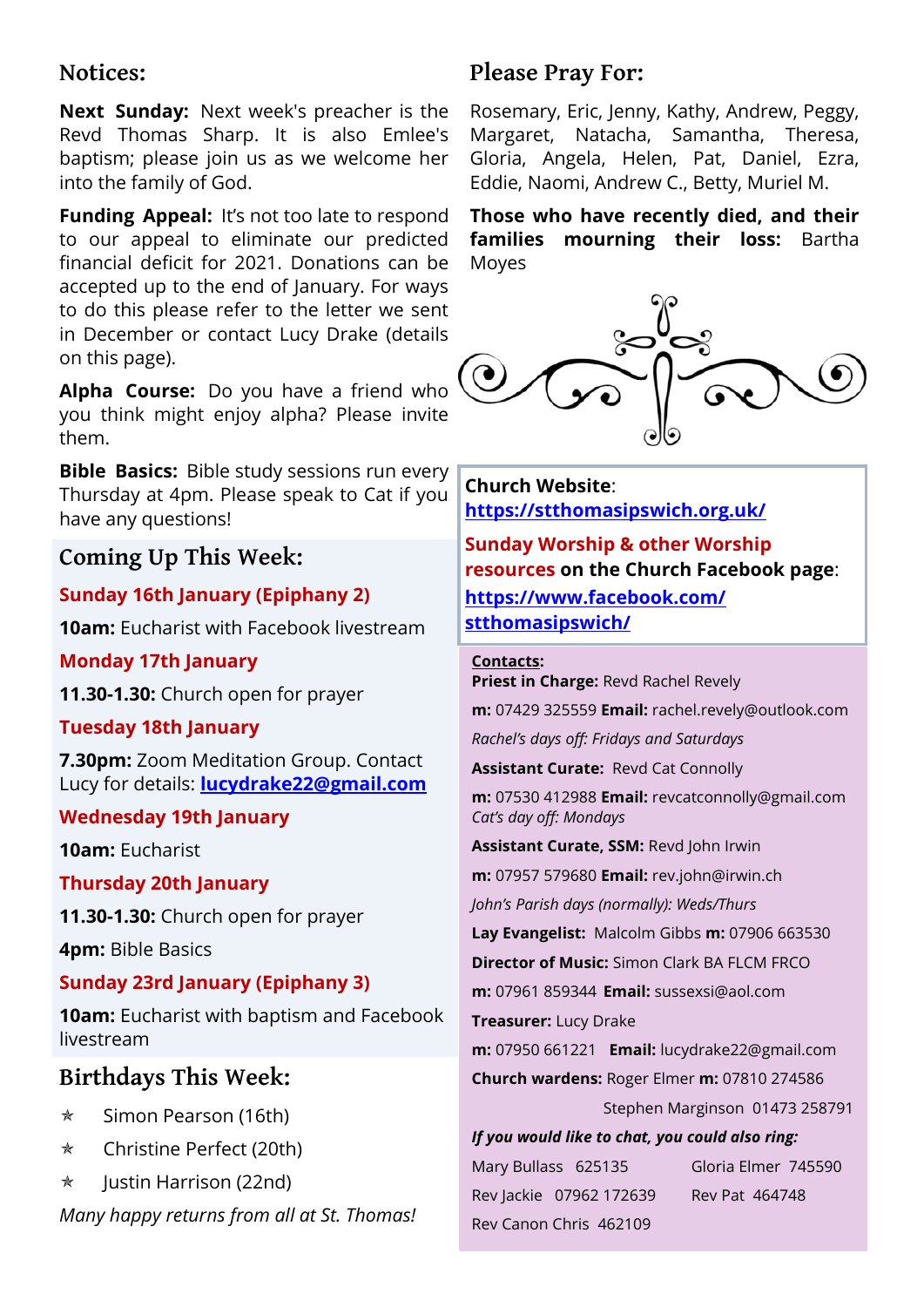## Notices:

**Next Sunday:** Next week's preacher is the Revd Thomas Sharp. It is also Emlee's baptism; please join us as we welcome her into the family of God.

**Funding Appeal:** It's not too late to respond to our appeal to eliminate our predicted financial deficit for 2021. Donations can be accepted up to the end of January. For ways to do this please refer to the letter we sent in December or contact Lucy Drake (details on this page).

**Alpha Course:** Do you have a friend who you think might enjoy alpha? Please invite them.

**Bible Basics:** Bible study sessions run every Thursday at 4pm. Please speak to Cat if you have any questions!

## Coming Up This Week:

**Sunday 16th January (Epiphany 2)**

**10am:** Eucharist with Facebook livestream

**Monday 17th January**

**11.30-1.30:** Church open for prayer

**Tuesday 18th January**

**7.30pm:** Zoom Meditation Group. Contact Lucy for details: **lucydrake22@gmail.com**

**Wednesday 19th January**

**10am:** Eucharist

**Thursday 20th January**

**11.30-1.30:** Church open for prayer

**4pm:** Bible Basics

**Sunday 23rd January (Epiphany 3)**

**10am:** Eucharist with baptism and Facebook livestream

## Birthdays This Week:

- Simon Pearson (16th)
- Christine Perfect (20th)
- Justin Harrison (22nd)

*Many happy returns from all at St. Thomas!*

## Please Pray For:

Rosemary, Eric, Jenny, Kathy, Andrew, Peggy, Margaret, Natacha, Samantha, Theresa, Gloria, Angela, Helen, Pat, Daniel, Ezra, Eddie, Naomi, Andrew C., Betty, Muriel M.

**Those who have recently died, and their families mourning their loss:** Bartha Moyes

**Church Website**: **https://stthomasipswich.org.uk/**

**Sunday Worship & other Worship resources on the Church Facebook page**: **https://www.facebook.com/stthomasipswich/**

**Contacts:**

**Priest in Charge:** Revd Rachel Revely

**m:** 07429 325559 **Email:** rachel.revely@outlook.com

*Rachel's days off: Fridays and Saturdays*

**Assistant Curate:** Revd Cat Connolly

**m:** 07530 412988 **Email:** revcatconnolly@gmail.com

*Cat's day off: Mondays*

**Assistant Curate, SSM:** Revd John Irwin

**m:** 07957 579680 **Email:** rev.john@irwin.ch

*John's Parish days (normally): Weds/Thurs*

**Lay Evangelist:** Malcolm Gibbs **m:** 07906 663530

**Director of Music:** Simon Clark BA FLCM FRCO

**m:** 07961 859344 **Email:** sussexsi@aol.com

**Treasurer:** Lucy Drake

**m:** 07950 661221 **Email:** lucydrake22@gmail.com

**Church wardens:** Roger Elmer **m:** 07810 274586

Stephen Marginson 01473 258791

***If you would like to chat, you could also ring:***

Mary Bullass 625135 — Gloria Elmer 745590

Rev Jackie 07962 172639 — Rev Pat 464748

Rev Canon Chris 462109